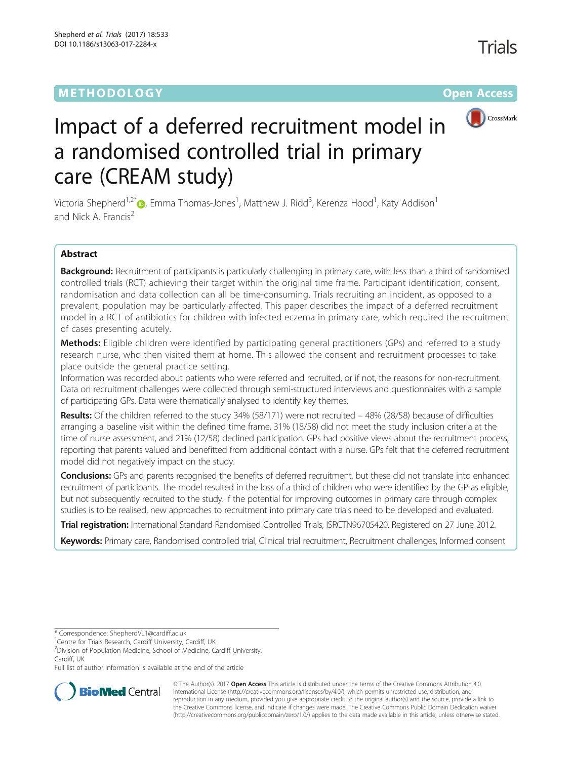METHODOLOGY Open Access

# Impact of a deferred recruitment model in a randomised controlled trial in primary care (CREAM study)

Victoria Shepherd[1,2*], Emma Thomas-Jones[1], Matthew J. Ridd[3], Kerenza Hood[1], Katy Addison[1] and Nick A. Francis[2]

## Abstract

**Background:** Recruitment of participants is particularly challenging in primary care, with less than a third of randomised controlled trials (RCT) achieving their target within the original time frame. Participant identification, consent, randomisation and data collection can all be time-consuming. Trials recruiting an incident, as opposed to a prevalent, population may be particularly affected. This paper describes the impact of a deferred recruitment model in a RCT of antibiotics for children with infected eczema in primary care, which required the recruitment of cases presenting acutely.

**Methods:** Eligible children were identified by participating general practitioners (GPs) and referred to a study research nurse, who then visited them at home. This allowed the consent and recruitment processes to take place outside the general practice setting.

Information was recorded about patients who were referred and recruited, or if not, the reasons for non-recruitment. Data on recruitment challenges were collected through semi-structured interviews and questionnaires with a sample of participating GPs. Data were thematically analysed to identify key themes.

**Results:** Of the children referred to the study 34% (58/171) were not recruited – 48% (28/58) because of difficulties arranging a baseline visit within the defined time frame, 31% (18/58) did not meet the study inclusion criteria at the time of nurse assessment, and 21% (12/58) declined participation. GPs had positive views about the recruitment process, reporting that parents valued and benefitted from additional contact with a nurse. GPs felt that the deferred recruitment model did not negatively impact on the study.

**Conclusions:** GPs and parents recognised the benefits of deferred recruitment, but these did not translate into enhanced recruitment of participants. The model resulted in the loss of a third of children who were identified by the GP as eligible, but not subsequently recruited to the study. If the potential for improving outcomes in primary care through complex studies is to be realised, new approaches to recruitment into primary care trials need to be developed and evaluated.

**Trial registration:** International Standard Randomised Controlled Trials, ISRCTN96705420. Registered on 27 June 2012.

**Keywords:** Primary care, Randomised controlled trial, Clinical trial recruitment, Recruitment challenges, Informed consent

---

* Correspondence: ShepherdVL1@cardiff.ac.uk
[1]Centre for Trials Research, Cardiff University, Cardiff, UK
[2]Division of Population Medicine, School of Medicine, Cardiff University, Cardiff, UK
Full list of author information is available at the end of the article

© The Author(s). 2017 **Open Access** This article is distributed under the terms of the Creative Commons Attribution 4.0 International License (http://creativecommons.org/licenses/by/4.0/), which permits unrestricted use, distribution, and reproduction in any medium, provided you give appropriate credit to the original author(s) and the source, provide a link to the Creative Commons license, and indicate if changes were made. The Creative Commons Public Domain Dedication waiver (http://creativecommons.org/publicdomain/zero/1.0/) applies to the data made available in this article, unless otherwise stated.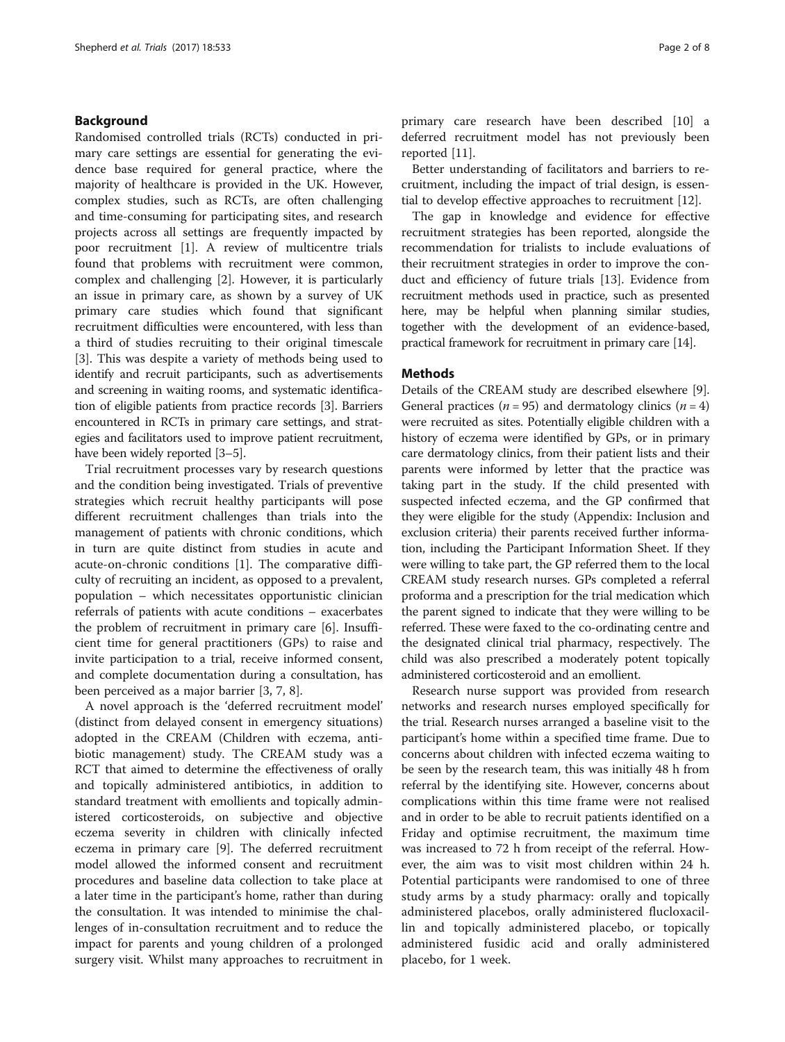## Background

Randomised controlled trials (RCTs) conducted in primary care settings are essential for generating the evidence base required for general practice, where the majority of healthcare is provided in the UK. However, complex studies, such as RCTs, are often challenging and time-consuming for participating sites, and research projects across all settings are frequently impacted by poor recruitment [1]. A review of multicentre trials found that problems with recruitment were common, complex and challenging [2]. However, it is particularly an issue in primary care, as shown by a survey of UK primary care studies which found that significant recruitment difficulties were encountered, with less than a third of studies recruiting to their original timescale [3]. This was despite a variety of methods being used to identify and recruit participants, such as advertisements and screening in waiting rooms, and systematic identification of eligible patients from practice records [3]. Barriers encountered in RCTs in primary care settings, and strategies and facilitators used to improve patient recruitment, have been widely reported [3–5].

Trial recruitment processes vary by research questions and the condition being investigated. Trials of preventive strategies which recruit healthy participants will pose different recruitment challenges than trials into the management of patients with chronic conditions, which in turn are quite distinct from studies in acute and acute-on-chronic conditions [1]. The comparative difficulty of recruiting an incident, as opposed to a prevalent, population – which necessitates opportunistic clinician referrals of patients with acute conditions – exacerbates the problem of recruitment in primary care [6]. Insufficient time for general practitioners (GPs) to raise and invite participation to a trial, receive informed consent, and complete documentation during a consultation, has been perceived as a major barrier [3, 7, 8].

A novel approach is the 'deferred recruitment model' (distinct from delayed consent in emergency situations) adopted in the CREAM (Children with eczema, antibiotic management) study. The CREAM study was a RCT that aimed to determine the effectiveness of orally and topically administered antibiotics, in addition to standard treatment with emollients and topically administered corticosteroids, on subjective and objective eczema severity in children with clinically infected eczema in primary care [9]. The deferred recruitment model allowed the informed consent and recruitment procedures and baseline data collection to take place at a later time in the participant's home, rather than during the consultation. It was intended to minimise the challenges of in-consultation recruitment and to reduce the impact for parents and young children of a prolonged surgery visit. Whilst many approaches to recruitment in primary care research have been described [10] a deferred recruitment model has not previously been reported [11].

Better understanding of facilitators and barriers to recruitment, including the impact of trial design, is essential to develop effective approaches to recruitment [12].

The gap in knowledge and evidence for effective recruitment strategies has been reported, alongside the recommendation for trialists to include evaluations of their recruitment strategies in order to improve the conduct and efficiency of future trials [13]. Evidence from recruitment methods used in practice, such as presented here, may be helpful when planning similar studies, together with the development of an evidence-based, practical framework for recruitment in primary care [14].

## Methods

Details of the CREAM study are described elsewhere [9]. General practices ($n = 95$) and dermatology clinics ($n = 4$) were recruited as sites. Potentially eligible children with a history of eczema were identified by GPs, or in primary care dermatology clinics, from their patient lists and their parents were informed by letter that the practice was taking part in the study. If the child presented with suspected infected eczema, and the GP confirmed that they were eligible for the study (Appendix: Inclusion and exclusion criteria) their parents received further information, including the Participant Information Sheet. If they were willing to take part, the GP referred them to the local CREAM study research nurses. GPs completed a referral proforma and a prescription for the trial medication which the parent signed to indicate that they were willing to be referred. These were faxed to the co-ordinating centre and the designated clinical trial pharmacy, respectively. The child was also prescribed a moderately potent topically administered corticosteroid and an emollient.

Research nurse support was provided from research networks and research nurses employed specifically for the trial. Research nurses arranged a baseline visit to the participant's home within a specified time frame. Due to concerns about children with infected eczema waiting to be seen by the research team, this was initially 48 h from referral by the identifying site. However, concerns about complications within this time frame were not realised and in order to be able to recruit patients identified on a Friday and optimise recruitment, the maximum time was increased to 72 h from receipt of the referral. However, the aim was to visit most children within 24 h. Potential participants were randomised to one of three study arms by a study pharmacy: orally and topically administered placebos, orally administered flucloxacillin and topically administered placebo, or topically administered fusidic acid and orally administered placebo, for 1 week.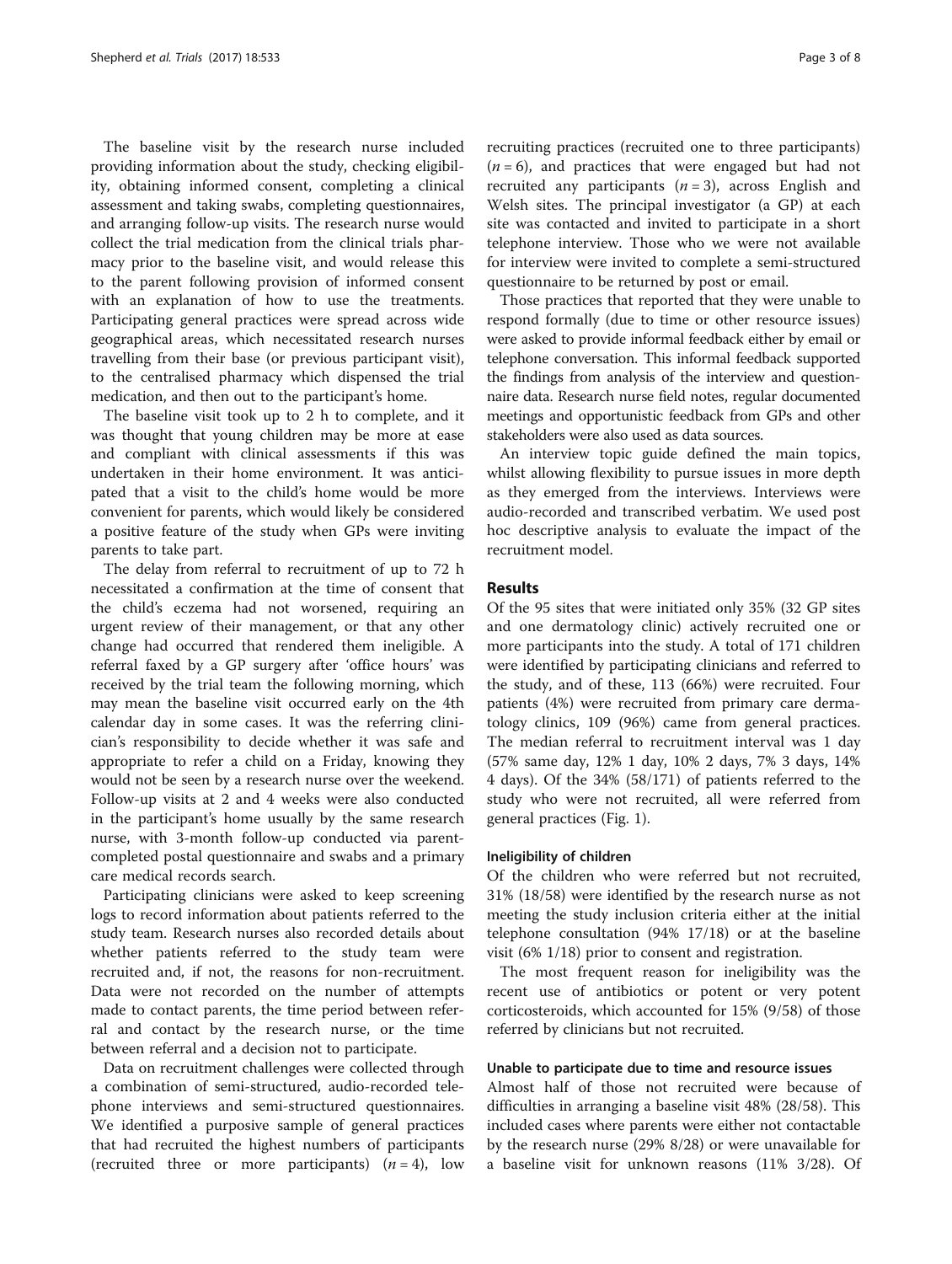The baseline visit by the research nurse included providing information about the study, checking eligibility, obtaining informed consent, completing a clinical assessment and taking swabs, completing questionnaires, and arranging follow-up visits. The research nurse would collect the trial medication from the clinical trials pharmacy prior to the baseline visit, and would release this to the parent following provision of informed consent with an explanation of how to use the treatments. Participating general practices were spread across wide geographical areas, which necessitated research nurses travelling from their base (or previous participant visit), to the centralised pharmacy which dispensed the trial medication, and then out to the participant's home.

The baseline visit took up to 2 h to complete, and it was thought that young children may be more at ease and compliant with clinical assessments if this was undertaken in their home environment. It was anticipated that a visit to the child's home would be more convenient for parents, which would likely be considered a positive feature of the study when GPs were inviting parents to take part.

The delay from referral to recruitment of up to 72 h necessitated a confirmation at the time of consent that the child's eczema had not worsened, requiring an urgent review of their management, or that any other change had occurred that rendered them ineligible. A referral faxed by a GP surgery after 'office hours' was received by the trial team the following morning, which may mean the baseline visit occurred early on the 4th calendar day in some cases. It was the referring clinician's responsibility to decide whether it was safe and appropriate to refer a child on a Friday, knowing they would not be seen by a research nurse over the weekend. Follow-up visits at 2 and 4 weeks were also conducted in the participant's home usually by the same research nurse, with 3-month follow-up conducted via parent-completed postal questionnaire and swabs and a primary care medical records search.

Participating clinicians were asked to keep screening logs to record information about patients referred to the study team. Research nurses also recorded details about whether patients referred to the study team were recruited and, if not, the reasons for non-recruitment. Data were not recorded on the number of attempts made to contact parents, the time period between referral and contact by the research nurse, or the time between referral and a decision not to participate.

Data on recruitment challenges were collected through a combination of semi-structured, audio-recorded telephone interviews and semi-structured questionnaires. We identified a purposive sample of general practices that had recruited the highest numbers of participants (recruited three or more participants) ($n = 4$), low recruiting practices (recruited one to three participants) ($n = 6$), and practices that were engaged but had not recruited any participants ($n = 3$), across English and Welsh sites. The principal investigator (a GP) at each site was contacted and invited to participate in a short telephone interview. Those who we were not available for interview were invited to complete a semi-structured questionnaire to be returned by post or email.

Those practices that reported that they were unable to respond formally (due to time or other resource issues) were asked to provide informal feedback either by email or telephone conversation. This informal feedback supported the findings from analysis of the interview and questionnaire data. Research nurse field notes, regular documented meetings and opportunistic feedback from GPs and other stakeholders were also used as data sources.

An interview topic guide defined the main topics, whilst allowing flexibility to pursue issues in more depth as they emerged from the interviews. Interviews were audio-recorded and transcribed verbatim. We used post hoc descriptive analysis to evaluate the impact of the recruitment model.

## Results

Of the 95 sites that were initiated only 35% (32 GP sites and one dermatology clinic) actively recruited one or more participants into the study. A total of 171 children were identified by participating clinicians and referred to the study, and of these, 113 (66%) were recruited. Four patients (4%) were recruited from primary care dermatology clinics, 109 (96%) came from general practices. The median referral to recruitment interval was 1 day (57% same day, 12% 1 day, 10% 2 days, 7% 3 days, 14% 4 days). Of the 34% (58/171) of patients referred to the study who were not recruited, all were referred from general practices (Fig. 1).

### Ineligibility of children

Of the children who were referred but not recruited, 31% (18/58) were identified by the research nurse as not meeting the study inclusion criteria either at the initial telephone consultation (94% 17/18) or at the baseline visit (6% 1/18) prior to consent and registration.

The most frequent reason for ineligibility was the recent use of antibiotics or potent or very potent corticosteroids, which accounted for 15% (9/58) of those referred by clinicians but not recruited.

### Unable to participate due to time and resource issues

Almost half of those not recruited were because of difficulties in arranging a baseline visit 48% (28/58). This included cases where parents were either not contactable by the research nurse (29% 8/28) or were unavailable for a baseline visit for unknown reasons (11% 3/28). Of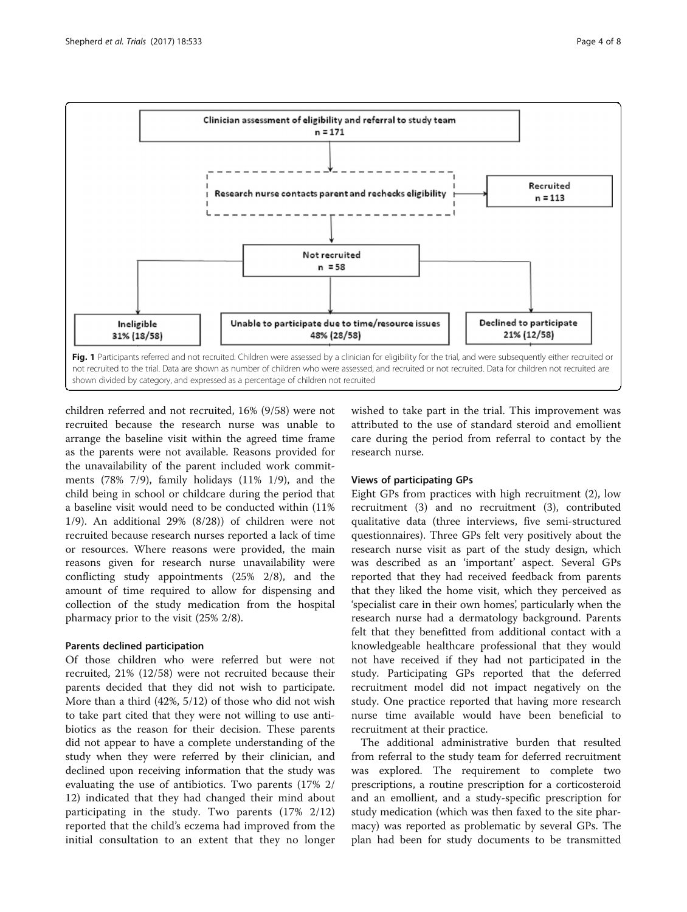Clinician assessment of eligibility and referral to study team
n = 171

Research nurse contacts parent and rechecks eligibility

Recruited
n = 113

Not recruited
n = 58

Ineligible
31% (18/58)

Unable to participate due to time/resource issues
48% (28/58)

Declined to participate
21% (12/58)

**Fig. 1** Participants referred and not recruited. Children were assessed by a clinician for eligibility for the trial, and were subsequently either recruited or not recruited to the trial. Data are shown as number of children who were assessed, and recruited or not recruited. Data for children not recruited are shown divided by category, and expressed as a percentage of children not recruited

children referred and not recruited, 16% (9/58) were not recruited because the research nurse was unable to arrange the baseline visit within the agreed time frame as the parents were not available. Reasons provided for the unavailability of the parent included work commitments (78% 7/9), family holidays (11% 1/9), and the child being in school or childcare during the period that a baseline visit would need to be conducted within (11% 1/9). An additional 29% (8/28)) of children were not recruited because research nurses reported a lack of time or resources. Where reasons were provided, the main reasons given for research nurse unavailability were conflicting study appointments (25% 2/8), and the amount of time required to allow for dispensing and collection of the study medication from the hospital pharmacy prior to the visit (25% 2/8).

### Parents declined participation

Of those children who were referred but were not recruited, 21% (12/58) were not recruited because their parents decided that they did not wish to participate. More than a third (42%, 5/12) of those who did not wish to take part cited that they were not willing to use antibiotics as the reason for their decision. These parents did not appear to have a complete understanding of the study when they were referred by their clinician, and declined upon receiving information that the study was evaluating the use of antibiotics. Two parents (17% 2/12) indicated that they had changed their mind about participating in the study. Two parents (17% 2/12) reported that the child's eczema had improved from the initial consultation to an extent that they no longer wished to take part in the trial. This improvement was attributed to the use of standard steroid and emollient care during the period from referral to contact by the research nurse.

### Views of participating GPs

Eight GPs from practices with high recruitment (2), low recruitment (3) and no recruitment (3), contributed qualitative data (three interviews, five semi-structured questionnaires). Three GPs felt very positively about the research nurse visit as part of the study design, which was described as an 'important' aspect. Several GPs reported that they had received feedback from parents that they liked the home visit, which they perceived as 'specialist care in their own homes', particularly when the research nurse had a dermatology background. Parents felt that they benefitted from additional contact with a knowledgeable healthcare professional that they would not have received if they had not participated in the study. Participating GPs reported that the deferred recruitment model did not impact negatively on the study. One practice reported that having more research nurse time available would have been beneficial to recruitment at their practice.

The additional administrative burden that resulted from referral to the study team for deferred recruitment was explored. The requirement to complete two prescriptions, a routine prescription for a corticosteroid and an emollient, and a study-specific prescription for study medication (which was then faxed to the site pharmacy) was reported as problematic by several GPs. The plan had been for study documents to be transmitted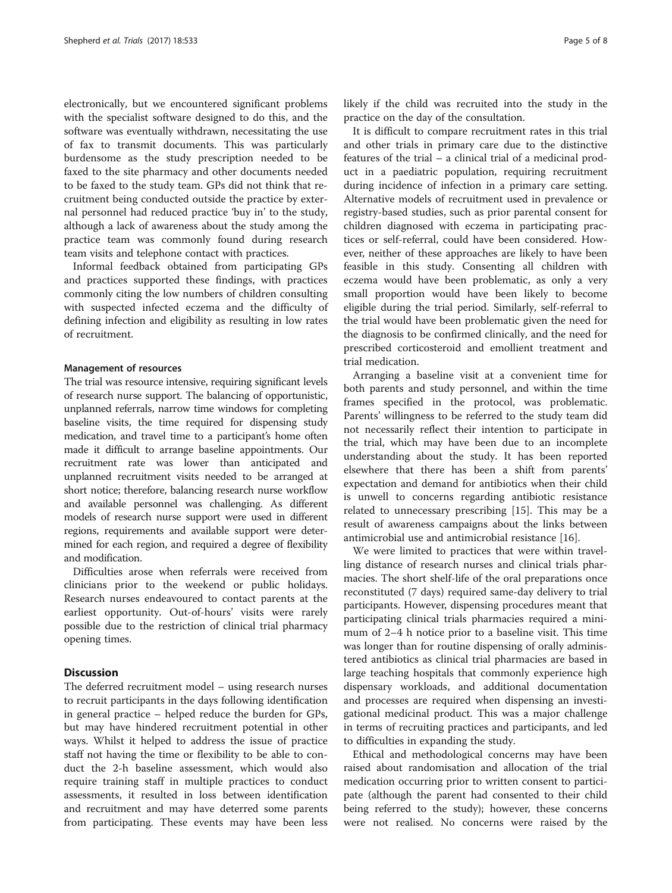electronically, but we encountered significant problems with the specialist software designed to do this, and the software was eventually withdrawn, necessitating the use of fax to transmit documents. This was particularly burdensome as the study prescription needed to be faxed to the site pharmacy and other documents needed to be faxed to the study team. GPs did not think that recruitment being conducted outside the practice by external personnel had reduced practice 'buy in' to the study, although a lack of awareness about the study among the practice team was commonly found during research team visits and telephone contact with practices.

Informal feedback obtained from participating GPs and practices supported these findings, with practices commonly citing the low numbers of children consulting with suspected infected eczema and the difficulty of defining infection and eligibility as resulting in low rates of recruitment.

#### Management of resources

The trial was resource intensive, requiring significant levels of research nurse support. The balancing of opportunistic, unplanned referrals, narrow time windows for completing baseline visits, the time required for dispensing study medication, and travel time to a participant's home often made it difficult to arrange baseline appointments. Our recruitment rate was lower than anticipated and unplanned recruitment visits needed to be arranged at short notice; therefore, balancing research nurse workflow and available personnel was challenging. As different models of research nurse support were used in different regions, requirements and available support were determined for each region, and required a degree of flexibility and modification.

Difficulties arose when referrals were received from clinicians prior to the weekend or public holidays. Research nurses endeavoured to contact parents at the earliest opportunity. Out-of-hours' visits were rarely possible due to the restriction of clinical trial pharmacy opening times.

## Discussion

The deferred recruitment model – using research nurses to recruit participants in the days following identification in general practice – helped reduce the burden for GPs, but may have hindered recruitment potential in other ways. Whilst it helped to address the issue of practice staff not having the time or flexibility to be able to conduct the 2-h baseline assessment, which would also require training staff in multiple practices to conduct assessments, it resulted in loss between identification and recruitment and may have deterred some parents from participating. These events may have been less likely if the child was recruited into the study in the practice on the day of the consultation.

It is difficult to compare recruitment rates in this trial and other trials in primary care due to the distinctive features of the trial – a clinical trial of a medicinal product in a paediatric population, requiring recruitment during incidence of infection in a primary care setting. Alternative models of recruitment used in prevalence or registry-based studies, such as prior parental consent for children diagnosed with eczema in participating practices or self-referral, could have been considered. However, neither of these approaches are likely to have been feasible in this study. Consenting all children with eczema would have been problematic, as only a very small proportion would have been likely to become eligible during the trial period. Similarly, self-referral to the trial would have been problematic given the need for the diagnosis to be confirmed clinically, and the need for prescribed corticosteroid and emollient treatment and trial medication.

Arranging a baseline visit at a convenient time for both parents and study personnel, and within the time frames specified in the protocol, was problematic. Parents' willingness to be referred to the study team did not necessarily reflect their intention to participate in the trial, which may have been due to an incomplete understanding about the study. It has been reported elsewhere that there has been a shift from parents' expectation and demand for antibiotics when their child is unwell to concerns regarding antibiotic resistance related to unnecessary prescribing [15]. This may be a result of awareness campaigns about the links between antimicrobial use and antimicrobial resistance [16].

We were limited to practices that were within travelling distance of research nurses and clinical trials pharmacies. The short shelf-life of the oral preparations once reconstituted (7 days) required same-day delivery to trial participants. However, dispensing procedures meant that participating clinical trials pharmacies required a minimum of 2–4 h notice prior to a baseline visit. This time was longer than for routine dispensing of orally administered antibiotics as clinical trial pharmacies are based in large teaching hospitals that commonly experience high dispensary workloads, and additional documentation and processes are required when dispensing an investigational medicinal product. This was a major challenge in terms of recruiting practices and participants, and led to difficulties in expanding the study.

Ethical and methodological concerns may have been raised about randomisation and allocation of the trial medication occurring prior to written consent to participate (although the parent had consented to their child being referred to the study); however, these concerns were not realised. No concerns were raised by the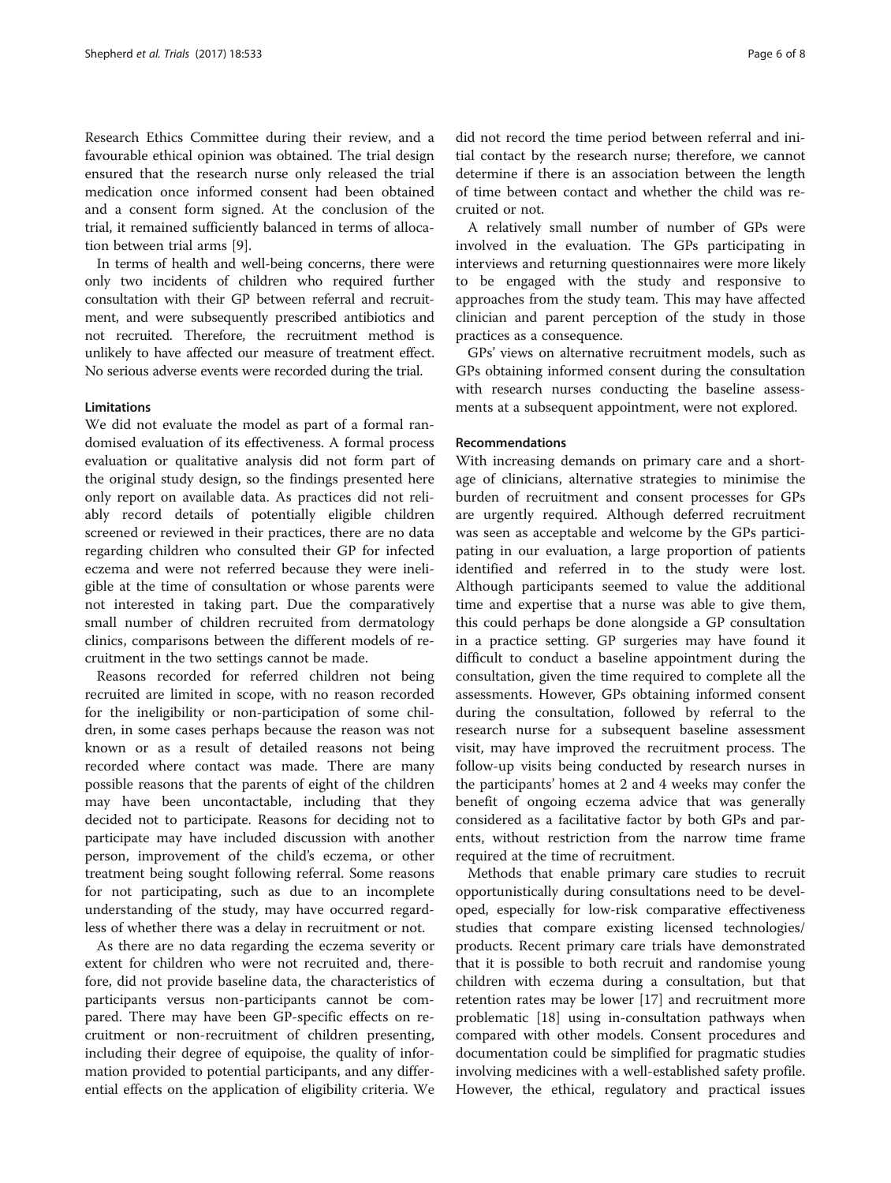Research Ethics Committee during their review, and a favourable ethical opinion was obtained. The trial design ensured that the research nurse only released the trial medication once informed consent had been obtained and a consent form signed. At the conclusion of the trial, it remained sufficiently balanced in terms of allocation between trial arms [9].

In terms of health and well-being concerns, there were only two incidents of children who required further consultation with their GP between referral and recruitment, and were subsequently prescribed antibiotics and not recruited. Therefore, the recruitment method is unlikely to have affected our measure of treatment effect. No serious adverse events were recorded during the trial.

### Limitations

We did not evaluate the model as part of a formal randomised evaluation of its effectiveness. A formal process evaluation or qualitative analysis did not form part of the original study design, so the findings presented here only report on available data. As practices did not reliably record details of potentially eligible children screened or reviewed in their practices, there are no data regarding children who consulted their GP for infected eczema and were not referred because they were ineligible at the time of consultation or whose parents were not interested in taking part. Due the comparatively small number of children recruited from dermatology clinics, comparisons between the different models of recruitment in the two settings cannot be made.

Reasons recorded for referred children not being recruited are limited in scope, with no reason recorded for the ineligibility or non-participation of some children, in some cases perhaps because the reason was not known or as a result of detailed reasons not being recorded where contact was made. There are many possible reasons that the parents of eight of the children may have been uncontactable, including that they decided not to participate. Reasons for deciding not to participate may have included discussion with another person, improvement of the child's eczema, or other treatment being sought following referral. Some reasons for not participating, such as due to an incomplete understanding of the study, may have occurred regardless of whether there was a delay in recruitment or not.

As there are no data regarding the eczema severity or extent for children who were not recruited and, therefore, did not provide baseline data, the characteristics of participants versus non-participants cannot be compared. There may have been GP-specific effects on recruitment or non-recruitment of children presenting, including their degree of equipoise, the quality of information provided to potential participants, and any differential effects on the application of eligibility criteria. We did not record the time period between referral and initial contact by the research nurse; therefore, we cannot determine if there is an association between the length of time between contact and whether the child was recruited or not.

A relatively small number of number of GPs were involved in the evaluation. The GPs participating in interviews and returning questionnaires were more likely to be engaged with the study and responsive to approaches from the study team. This may have affected clinician and parent perception of the study in those practices as a consequence.

GPs' views on alternative recruitment models, such as GPs obtaining informed consent during the consultation with research nurses conducting the baseline assessments at a subsequent appointment, were not explored.

### Recommendations

With increasing demands on primary care and a shortage of clinicians, alternative strategies to minimise the burden of recruitment and consent processes for GPs are urgently required. Although deferred recruitment was seen as acceptable and welcome by the GPs participating in our evaluation, a large proportion of patients identified and referred in to the study were lost. Although participants seemed to value the additional time and expertise that a nurse was able to give them, this could perhaps be done alongside a GP consultation in a practice setting. GP surgeries may have found it difficult to conduct a baseline appointment during the consultation, given the time required to complete all the assessments. However, GPs obtaining informed consent during the consultation, followed by referral to the research nurse for a subsequent baseline assessment visit, may have improved the recruitment process. The follow-up visits being conducted by research nurses in the participants' homes at 2 and 4 weeks may confer the benefit of ongoing eczema advice that was generally considered as a facilitative factor by both GPs and parents, without restriction from the narrow time frame required at the time of recruitment.

Methods that enable primary care studies to recruit opportunistically during consultations need to be developed, especially for low-risk comparative effectiveness studies that compare existing licensed technologies/products. Recent primary care trials have demonstrated that it is possible to both recruit and randomise young children with eczema during a consultation, but that retention rates may be lower [17] and recruitment more problematic [18] using in-consultation pathways when compared with other models. Consent procedures and documentation could be simplified for pragmatic studies involving medicines with a well-established safety profile. However, the ethical, regulatory and practical issues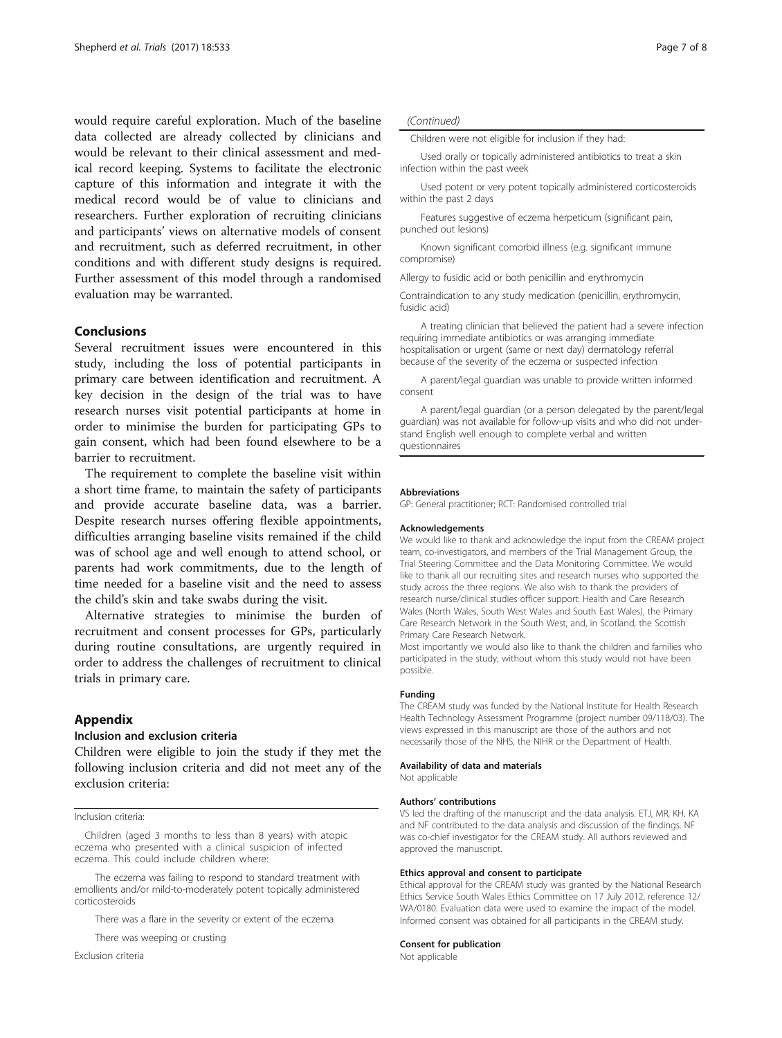would require careful exploration. Much of the baseline data collected are already collected by clinicians and would be relevant to their clinical assessment and medical record keeping. Systems to facilitate the electronic capture of this information and integrate it with the medical record would be of value to clinicians and researchers. Further exploration of recruiting clinicians and participants' views on alternative models of consent and recruitment, such as deferred recruitment, in other conditions and with different study designs is required. Further assessment of this model through a randomised evaluation may be warranted.

## Conclusions

Several recruitment issues were encountered in this study, including the loss of potential participants in primary care between identification and recruitment. A key decision in the design of the trial was to have research nurses visit potential participants at home in order to minimise the burden for participating GPs to gain consent, which had been found elsewhere to be a barrier to recruitment.

The requirement to complete the baseline visit within a short time frame, to maintain the safety of participants and provide accurate baseline data, was a barrier. Despite research nurses offering flexible appointments, difficulties arranging baseline visits remained if the child was of school age and well enough to attend school, or parents had work commitments, due to the length of time needed for a baseline visit and the need to assess the child's skin and take swabs during the visit.

Alternative strategies to minimise the burden of recruitment and consent processes for GPs, particularly during routine consultations, are urgently required in order to address the challenges of recruitment to clinical trials in primary care.

## Appendix

### Inclusion and exclusion criteria

Children were eligible to join the study if they met the following inclusion criteria and did not meet any of the exclusion criteria:

| Inclusion criteria: |
| --- |
| Children (aged 3 months to less than 8 years) with atopic eczema who presented with a clinical suspicion of infected eczema. This could include children where: |
| The eczema was failing to respond to standard treatment with emollients and/or mild-to-moderately potent topically administered corticosteroids |
| There was a flare in the severity or extent of the eczema |
| There was weeping or crusting |
| Exclusion criteria |
| Children were not eligible for inclusion if they had: |
| Used orally or topically administered antibiotics to treat a skin infection within the past week |
| Used potent or very potent topically administered corticosteroids within the past 2 days |
| Features suggestive of eczema herpeticum (significant pain, punched out lesions) |
| Known significant comorbid illness (e.g. significant immune compromise) |
| Allergy to fusidic acid or both penicillin and erythromycin |
| Contraindication to any study medication (penicillin, erythromycin, fusidic acid) |
| A treating clinician that believed the patient had a severe infection requiring immediate antibiotics or was arranging immediate hospitalisation or urgent (same or next day) dermatology referral because of the severity of the eczema or suspected infection |
| A parent/legal guardian was unable to provide written informed consent |
| A parent/legal guardian (or a person delegated by the parent/legal guardian) was not available for follow-up visits and who did not understand English well enough to complete verbal and written questionnaires |

#### Abbreviations

GP: General practitioner; RCT: Randomised controlled trial

#### Acknowledgements

We would like to thank and acknowledge the input from the CREAM project team, co-investigators, and members of the Trial Management Group, the Trial Steering Committee and the Data Monitoring Committee. We would like to thank all our recruiting sites and research nurses who supported the study across the three regions. We also wish to thank the providers of research nurse/clinical studies officer support: Health and Care Research Wales (North Wales, South West Wales and South East Wales), the Primary Care Research Network in the South West, and, in Scotland, the Scottish Primary Care Research Network.

Most importantly we would also like to thank the children and families who participated in the study, without whom this study would not have been possible.

#### Funding

The CREAM study was funded by the National Institute for Health Research Health Technology Assessment Programme (project number 09/118/03). The views expressed in this manuscript are those of the authors and not necessarily those of the NHS, the NIHR or the Department of Health.

#### Availability of data and materials

Not applicable

#### Authors' contributions

VS led the drafting of the manuscript and the data analysis. ETJ, MR, KH, KA and NF contributed to the data analysis and discussion of the findings. NF was co-chief investigator for the CREAM study. All authors reviewed and approved the manuscript.

#### Ethics approval and consent to participate

Ethical approval for the CREAM study was granted by the National Research Ethics Service South Wales Ethics Committee on 17 July 2012, reference 12/WA/0180. Evaluation data were used to examine the impact of the model. Informed consent was obtained for all participants in the CREAM study.

#### Consent for publication

Not applicable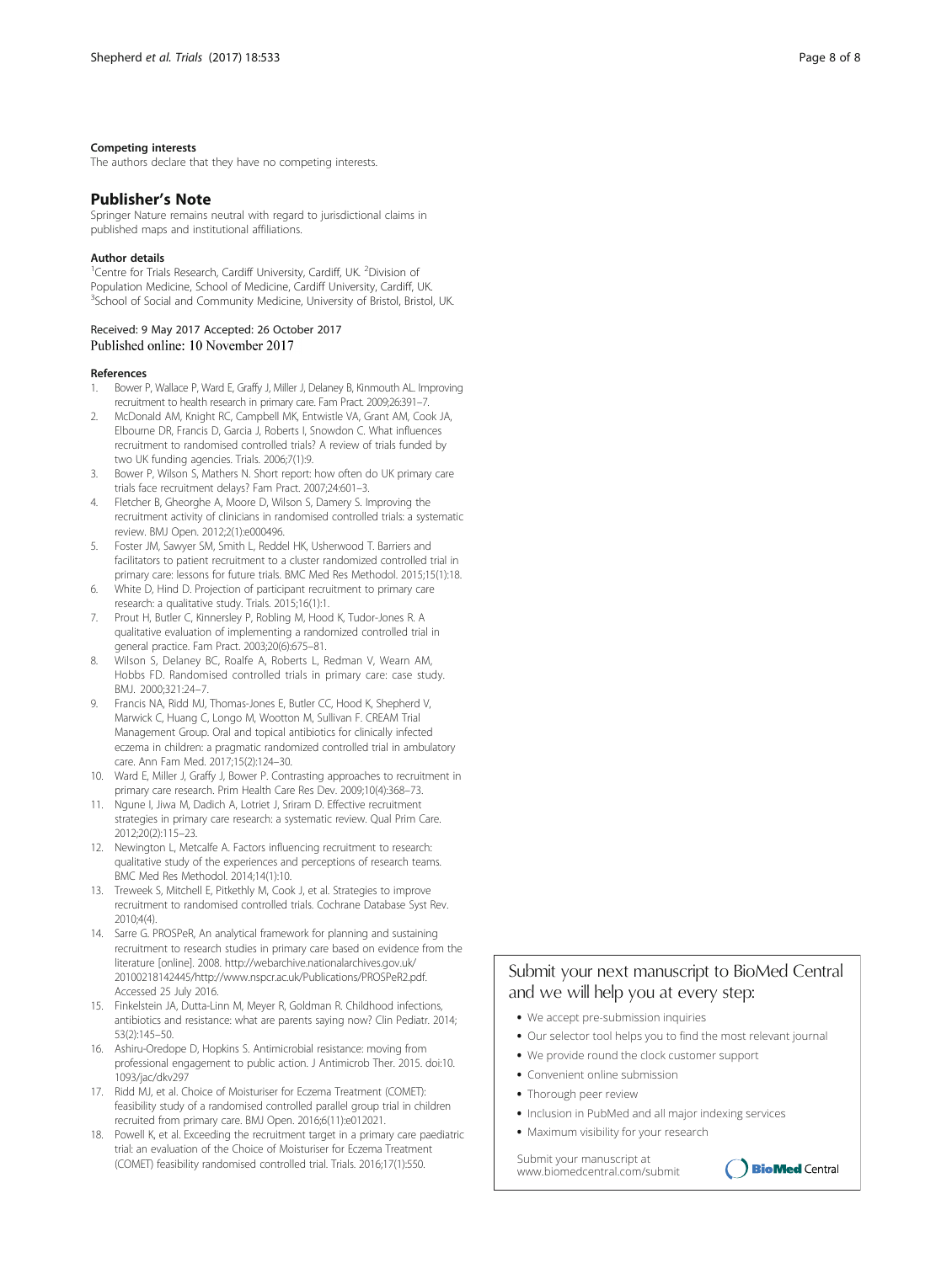#### Competing interests

The authors declare that they have no competing interests.

## Publisher's Note

Springer Nature remains neutral with regard to jurisdictional claims in published maps and institutional affiliations.

#### Author details

[1]Centre for Trials Research, Cardiff University, Cardiff, UK. [2]Division of Population Medicine, School of Medicine, Cardiff University, Cardiff, UK. [3]School of Social and Community Medicine, University of Bristol, Bristol, UK.

Received: 9 May 2017 Accepted: 26 October 2017
Published online: 10 November 2017

#### References

1. Bower P, Wallace P, Ward E, Graffy J, Miller J, Delaney B, Kinmouth AL. Improving recruitment to health research in primary care. Fam Pract. 2009;26:391–7.
2. McDonald AM, Knight RC, Campbell MK, Entwistle VA, Grant AM, Cook JA, Elbourne DR, Francis D, Garcia J, Roberts I, Snowdon C. What influences recruitment to randomised controlled trials? A review of trials funded by two UK funding agencies. Trials. 2006;7(1):9.
3. Bower P, Wilson S, Mathers N. Short report: how often do UK primary care trials face recruitment delays? Fam Pract. 2007;24:601–3.
4. Fletcher B, Gheorghe A, Moore D, Wilson S, Damery S. Improving the recruitment activity of clinicians in randomised controlled trials: a systematic review. BMJ Open. 2012;2(1):e000496.
5. Foster JM, Sawyer SM, Smith L, Reddel HK, Usherwood T. Barriers and facilitators to patient recruitment to a cluster randomized controlled trial in primary care: lessons for future trials. BMC Med Res Methodol. 2015;15(1):18.
6. White D, Hind D. Projection of participant recruitment to primary care research: a qualitative study. Trials. 2015;16(1):1.
7. Prout H, Butler C, Kinnersley P, Robling M, Hood K, Tudor-Jones R. A qualitative evaluation of implementing a randomized controlled trial in general practice. Fam Pract. 2003;20(6):675–81.
8. Wilson S, Delaney BC, Roalfe A, Roberts L, Redman V, Wearn AM, Hobbs FD. Randomised controlled trials in primary care: case study. BMJ. 2000;321:24–7.
9. Francis NA, Ridd MJ, Thomas-Jones E, Butler CC, Hood K, Shepherd V, Marwick C, Huang C, Longo M, Wootton M, Sullivan F. CREAM Trial Management Group. Oral and topical antibiotics for clinically infected eczema in children: a pragmatic randomized controlled trial in ambulatory care. Ann Fam Med. 2017;15(2):124–30.
10. Ward E, Miller J, Graffy J, Bower P. Contrasting approaches to recruitment in primary care research. Prim Health Care Res Dev. 2009;10(4):368–73.
11. Ngune I, Jiwa M, Dadich A, Lotriet J, Sriram D. Effective recruitment strategies in primary care research: a systematic review. Qual Prim Care. 2012;20(2):115–23.
12. Newington L, Metcalfe A. Factors influencing recruitment to research: qualitative study of the experiences and perceptions of research teams. BMC Med Res Methodol. 2014;14(1):10.
13. Treweek S, Mitchell E, Pitkethly M, Cook J, et al. Strategies to improve recruitment to randomised controlled trials. Cochrane Database Syst Rev. 2010;4(4).
14. Sarre G. PROSPeR, An analytical framework for planning and sustaining recruitment to research studies in primary care based on evidence from the literature [online]. 2008. http://webarchive.nationalarchives.gov.uk/20100218142445/http://www.nspcr.ac.uk/Publications/PROSPeR2.pdf. Accessed 25 July 2016.
15. Finkelstein JA, Dutta-Linn M, Meyer R, Goldman R. Childhood infections, antibiotics and resistance: what are parents saying now? Clin Pediatr. 2014;53(2):145–50.
16. Ashiru-Oredope D, Hopkins S. Antimicrobial resistance: moving from professional engagement to public action. J Antimicrob Ther. 2015. doi:10.1093/jac/dkv297
17. Ridd MJ, et al. Choice of Moisturiser for Eczema Treatment (COMET): feasibility study of a randomised controlled parallel group trial in children recruited from primary care. BMJ Open. 2016;6(11):e012021.
18. Powell K, et al. Exceeding the recruitment target in a primary care paediatric trial: an evaluation of the Choice of Moisturiser for Eczema Treatment (COMET) feasibility randomised controlled trial. Trials. 2016;17(1):550.

Submit your next manuscript to BioMed Central and we will help you at every step:

- We accept pre-submission inquiries
- Our selector tool helps you to find the most relevant journal
- We provide round the clock customer support
- Convenient online submission
- Thorough peer review
- Inclusion in PubMed and all major indexing services
- Maximum visibility for your research

Submit your manuscript at
www.biomedcentral.com/submit